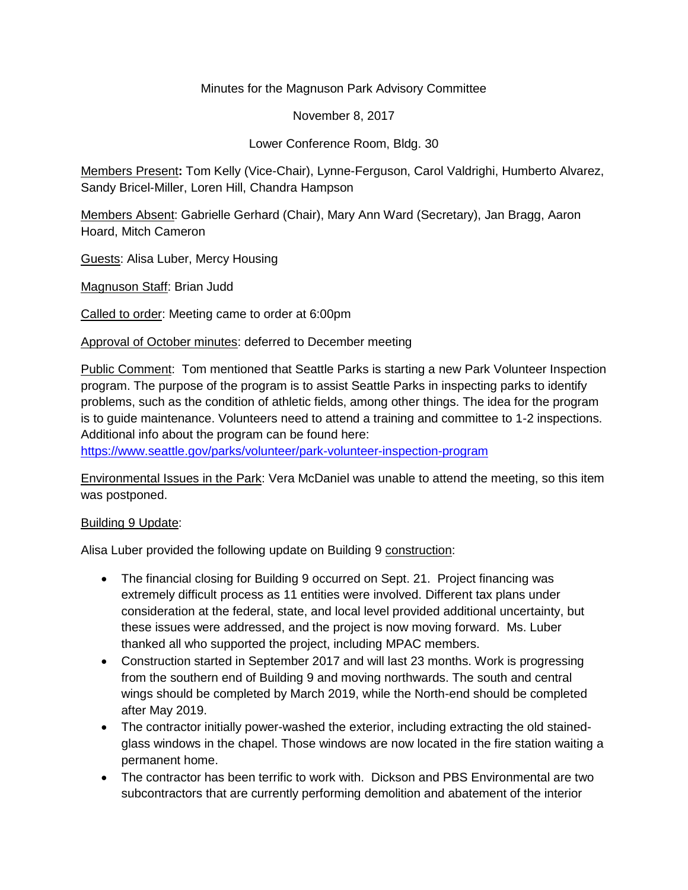Minutes for the Magnuson Park Advisory Committee

November 8, 2017

Lower Conference Room, Bldg. 30

Members Present**:** Tom Kelly (Vice-Chair), Lynne-Ferguson, Carol Valdrighi, Humberto Alvarez, Sandy Bricel-Miller, Loren Hill, Chandra Hampson

Members Absent: Gabrielle Gerhard (Chair), Mary Ann Ward (Secretary), Jan Bragg, Aaron Hoard, Mitch Cameron

Guests: Alisa Luber, Mercy Housing

Magnuson Staff: Brian Judd

Called to order: Meeting came to order at 6:00pm

Approval of October minutes: deferred to December meeting

Public Comment: Tom mentioned that Seattle Parks is starting a new Park Volunteer Inspection program. The purpose of the program is to assist Seattle Parks in inspecting parks to identify problems, such as the condition of athletic fields, among other things. The idea for the program is to guide maintenance. Volunteers need to attend a training and committee to 1-2 inspections. Additional info about the program can be found here: https://www.seattle.gov/parks/volunteer/park-volunteer-inspection-program

Environmental Issues in the Park: Vera McDaniel was unable to attend the meeting, so this item was postponed.

Building 9 Update:

Alisa Luber provided the following update on Building 9 construction:

- The financial closing for Building 9 occurred on Sept. 21. Project financing was extremely difficult process as 11 entities were involved. Different tax plans under consideration at the federal, state, and local level provided additional uncertainty, but these issues were addressed, and the project is now moving forward. Ms. Luber thanked all who supported the project, including MPAC members.
- Construction started in September 2017 and will last 23 months. Work is progressing from the southern end of Building 9 and moving northwards. The south and central wings should be completed by March 2019, while the North-end should be completed after May 2019.
- The contractor initially power-washed the exterior, including extracting the old stained-glass windows in the chapel. Those windows are now located in the fire station waiting a permanent home.
- The contractor has been terrific to work with. Dickson and PBS Environmental are two subcontractors that are currently performing demolition and abatement of the interior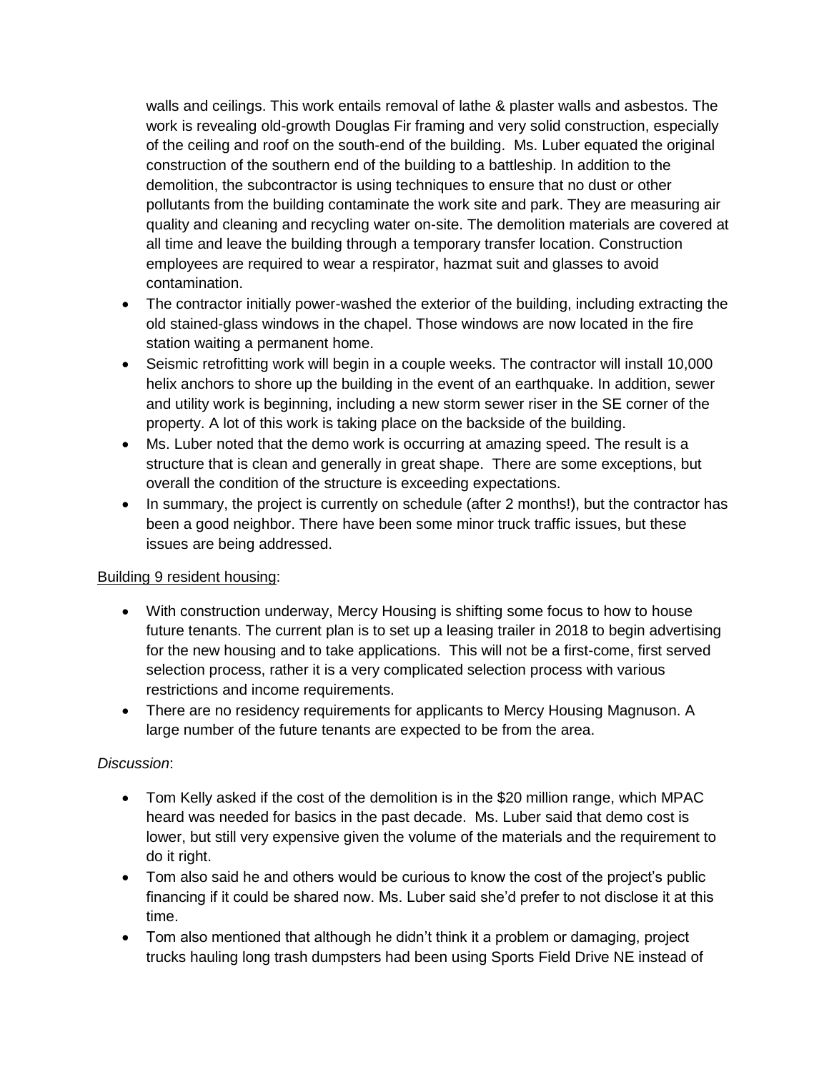walls and ceilings. This work entails removal of lathe & plaster walls and asbestos. The work is revealing old-growth Douglas Fir framing and very solid construction, especially of the ceiling and roof on the south-end of the building. Ms. Luber equated the original construction of the southern end of the building to a battleship. In addition to the demolition, the subcontractor is using techniques to ensure that no dust or other pollutants from the building contaminate the work site and park. They are measuring air quality and cleaning and recycling water on-site. The demolition materials are covered at all time and leave the building through a temporary transfer location. Construction employees are required to wear a respirator, hazmat suit and glasses to avoid contamination.

- The contractor initially power-washed the exterior of the building, including extracting the old stained-glass windows in the chapel. Those windows are now located in the fire station waiting a permanent home.
- Seismic retrofitting work will begin in a couple weeks. The contractor will install 10,000 helix anchors to shore up the building in the event of an earthquake. In addition, sewer and utility work is beginning, including a new storm sewer riser in the SE corner of the property. A lot of this work is taking place on the backside of the building.
- Ms. Luber noted that the demo work is occurring at amazing speed. The result is a structure that is clean and generally in great shape. There are some exceptions, but overall the condition of the structure is exceeding expectations.
- In summary, the project is currently on schedule (after 2 months!), but the contractor has been a good neighbor. There have been some minor truck traffic issues, but these issues are being addressed.

<u>Building 9 resident housing</u>:

- With construction underway, Mercy Housing is shifting some focus to how to house future tenants. The current plan is to set up a leasing trailer in 2018 to begin advertising for the new housing and to take applications. This will not be a first-come, first served selection process, rather it is a very complicated selection process with various restrictions and income requirements.
- There are no residency requirements for applicants to Mercy Housing Magnuson. A large number of the future tenants are expected to be from the area.

*Discussion*:

- Tom Kelly asked if the cost of the demolition is in the $20 million range, which MPAC heard was needed for basics in the past decade. Ms. Luber said that demo cost is lower, but still very expensive given the volume of the materials and the requirement to do it right.
- Tom also said he and others would be curious to know the cost of the project's public financing if it could be shared now. Ms. Luber said she'd prefer to not disclose it at this time.
- Tom also mentioned that although he didn't think it a problem or damaging, project trucks hauling long trash dumpsters had been using Sports Field Drive NE instead of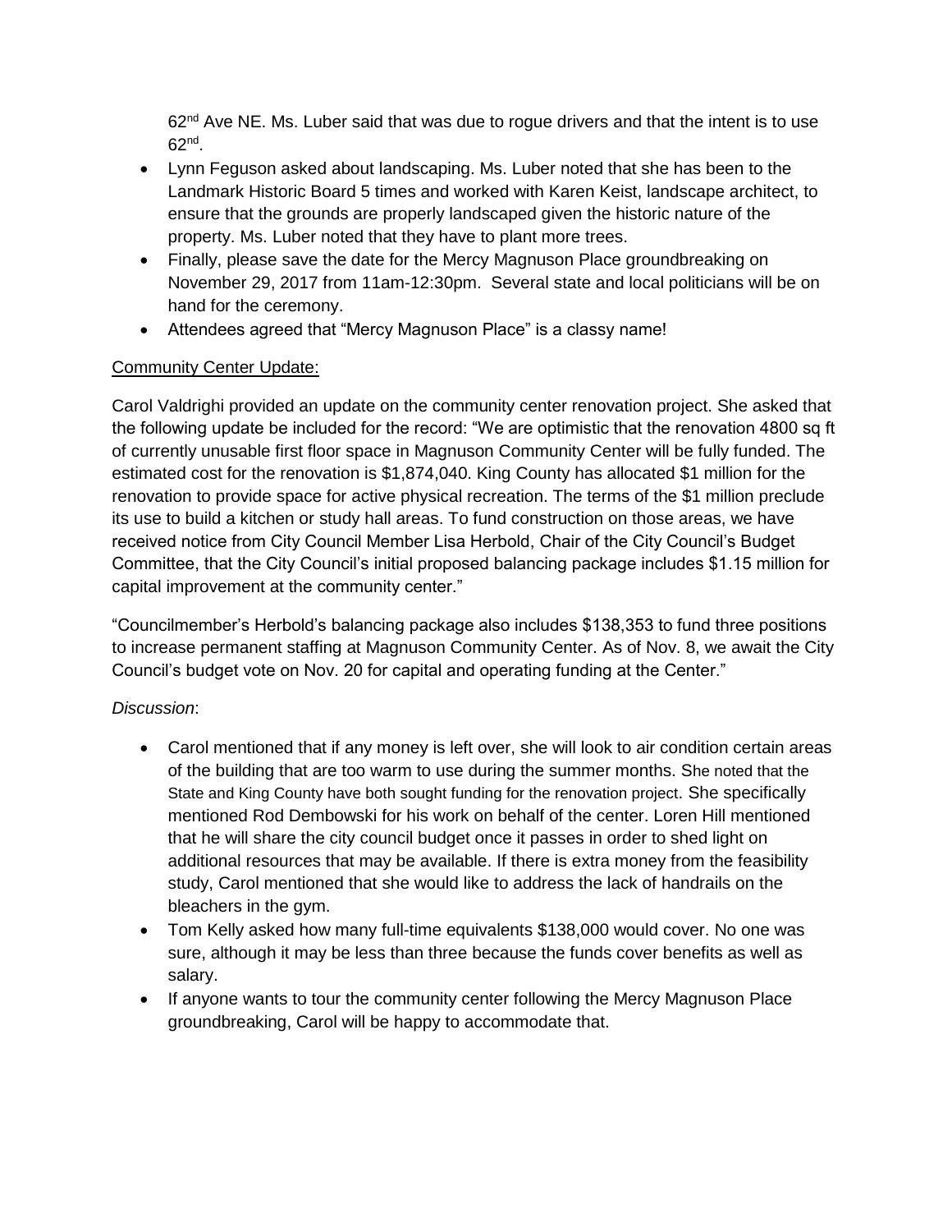62nd Ave NE. Ms. Luber said that was due to rogue drivers and that the intent is to use 62nd.

- Lynn Feguson asked about landscaping. Ms. Luber noted that she has been to the Landmark Historic Board 5 times and worked with Karen Keist, landscape architect, to ensure that the grounds are properly landscaped given the historic nature of the property. Ms. Luber noted that they have to plant more trees.
- Finally, please save the date for the Mercy Magnuson Place groundbreaking on November 29, 2017 from 11am-12:30pm. Several state and local politicians will be on hand for the ceremony.
- Attendees agreed that "Mercy Magnuson Place" is a classy name!

Community Center Update:

Carol Valdrighi provided an update on the community center renovation project. She asked that the following update be included for the record: "We are optimistic that the renovation 4800 sq ft of currently unusable first floor space in Magnuson Community Center will be fully funded. The estimated cost for the renovation is $1,874,040. King County has allocated $1 million for the renovation to provide space for active physical recreation. The terms of the $1 million preclude its use to build a kitchen or study hall areas. To fund construction on those areas, we have received notice from City Council Member Lisa Herbold, Chair of the City Council's Budget Committee, that the City Council's initial proposed balancing package includes $1.15 million for capital improvement at the community center."

"Councilmember's Herbold's balancing package also includes $138,353 to fund three positions to increase permanent staffing at Magnuson Community Center. As of Nov. 8, we await the City Council's budget vote on Nov. 20 for capital and operating funding at the Center."

*Discussion*:

- Carol mentioned that if any money is left over, she will look to air condition certain areas of the building that are too warm to use during the summer months. She noted that the State and King County have both sought funding for the renovation project. She specifically mentioned Rod Dembowski for his work on behalf of the center. Loren Hill mentioned that he will share the city council budget once it passes in order to shed light on additional resources that may be available. If there is extra money from the feasibility study, Carol mentioned that she would like to address the lack of handrails on the bleachers in the gym.
- Tom Kelly asked how many full-time equivalents $138,000 would cover. No one was sure, although it may be less than three because the funds cover benefits as well as salary.
- If anyone wants to tour the community center following the Mercy Magnuson Place groundbreaking, Carol will be happy to accommodate that.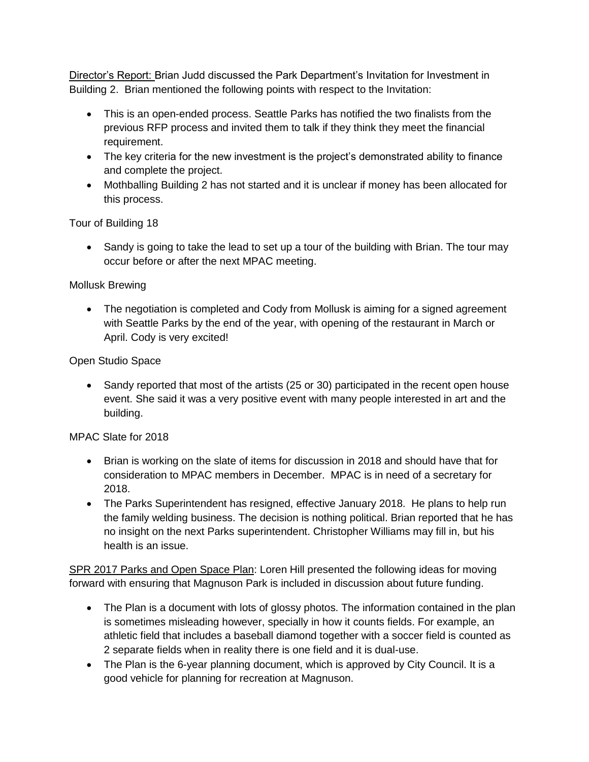Director's Report: Brian Judd discussed the Park Department's Invitation for Investment in Building 2. Brian mentioned the following points with respect to the Invitation:

- This is an open-ended process. Seattle Parks has notified the two finalists from the previous RFP process and invited them to talk if they think they meet the financial requirement.
- The key criteria for the new investment is the project's demonstrated ability to finance and complete the project.
- Mothballing Building 2 has not started and it is unclear if money has been allocated for this process.

Tour of Building 18

- Sandy is going to take the lead to set up a tour of the building with Brian. The tour may occur before or after the next MPAC meeting.

Mollusk Brewing

- The negotiation is completed and Cody from Mollusk is aiming for a signed agreement with Seattle Parks by the end of the year, with opening of the restaurant in March or April. Cody is very excited!

Open Studio Space

- Sandy reported that most of the artists (25 or 30) participated in the recent open house event. She said it was a very positive event with many people interested in art and the building.

MPAC Slate for 2018

- Brian is working on the slate of items for discussion in 2018 and should have that for consideration to MPAC members in December. MPAC is in need of a secretary for 2018.
- The Parks Superintendent has resigned, effective January 2018. He plans to help run the family welding business. The decision is nothing political. Brian reported that he has no insight on the next Parks superintendent. Christopher Williams may fill in, but his health is an issue.

SPR 2017 Parks and Open Space Plan: Loren Hill presented the following ideas for moving forward with ensuring that Magnuson Park is included in discussion about future funding.

- The Plan is a document with lots of glossy photos. The information contained in the plan is sometimes misleading however, specially in how it counts fields. For example, an athletic field that includes a baseball diamond together with a soccer field is counted as 2 separate fields when in reality there is one field and it is dual-use.
- The Plan is the 6-year planning document, which is approved by City Council. It is a good vehicle for planning for recreation at Magnuson.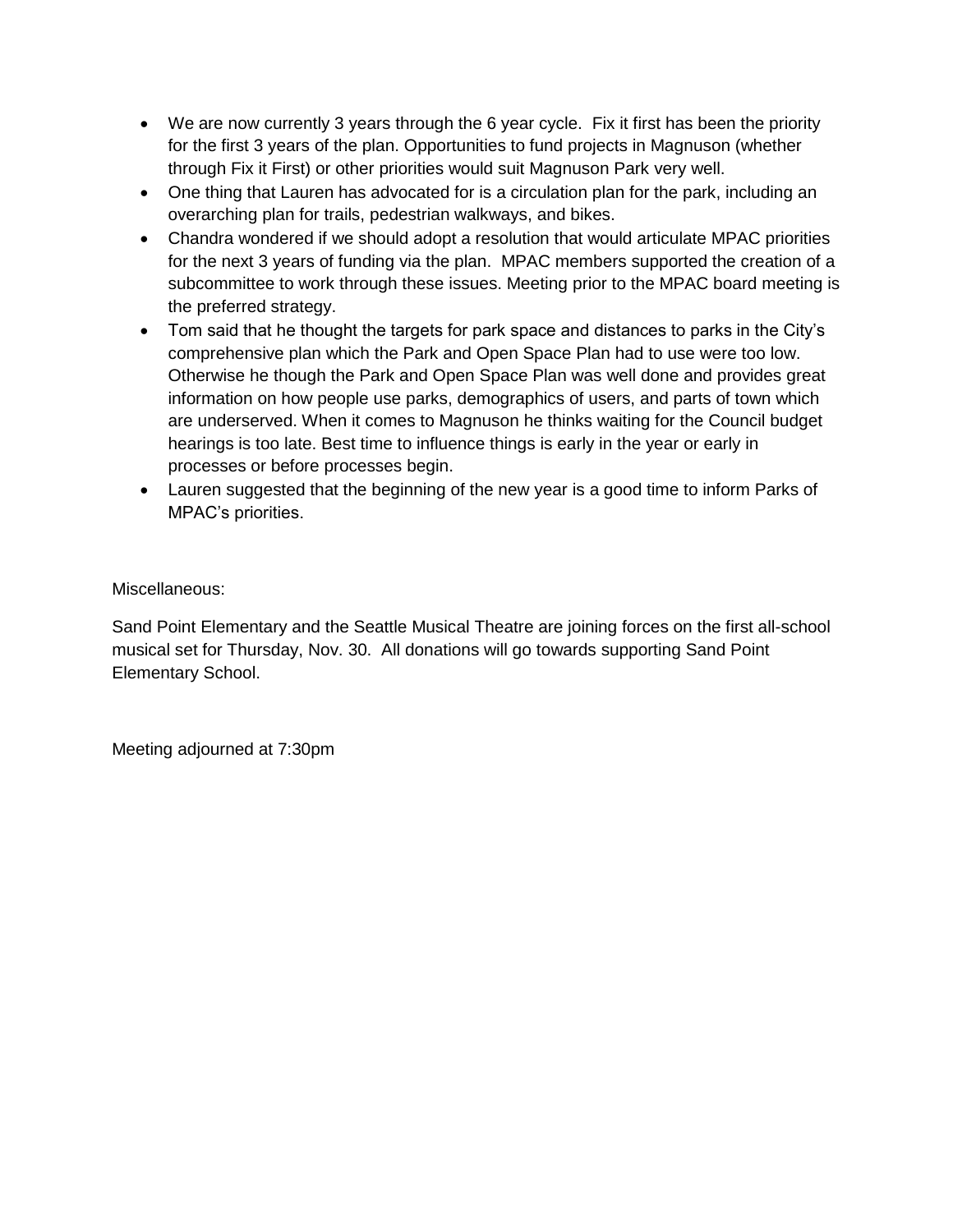- We are now currently 3 years through the 6 year cycle.  Fix it first has been the priority for the first 3 years of the plan. Opportunities to fund projects in Magnuson (whether through Fix it First) or other priorities would suit Magnuson Park very well.
- One thing that Lauren has advocated for is a circulation plan for the park, including an overarching plan for trails, pedestrian walkways, and bikes.
- Chandra wondered if we should adopt a resolution that would articulate MPAC priorities for the next 3 years of funding via the plan.  MPAC members supported the creation of a subcommittee to work through these issues. Meeting prior to the MPAC board meeting is the preferred strategy.
- Tom said that he thought the targets for park space and distances to parks in the City's comprehensive plan which the Park and Open Space Plan had to use were too low. Otherwise he though the Park and Open Space Plan was well done and provides great information on how people use parks, demographics of users, and parts of town which are underserved. When it comes to Magnuson he thinks waiting for the Council budget hearings is too late. Best time to influence things is early in the year or early in processes or before processes begin.
- Lauren suggested that the beginning of the new year is a good time to inform Parks of MPAC's priorities.

Miscellaneous:

Sand Point Elementary and the Seattle Musical Theatre are joining forces on the first all-school musical set for Thursday, Nov. 30.  All donations will go towards supporting Sand Point Elementary School.

Meeting adjourned at 7:30pm